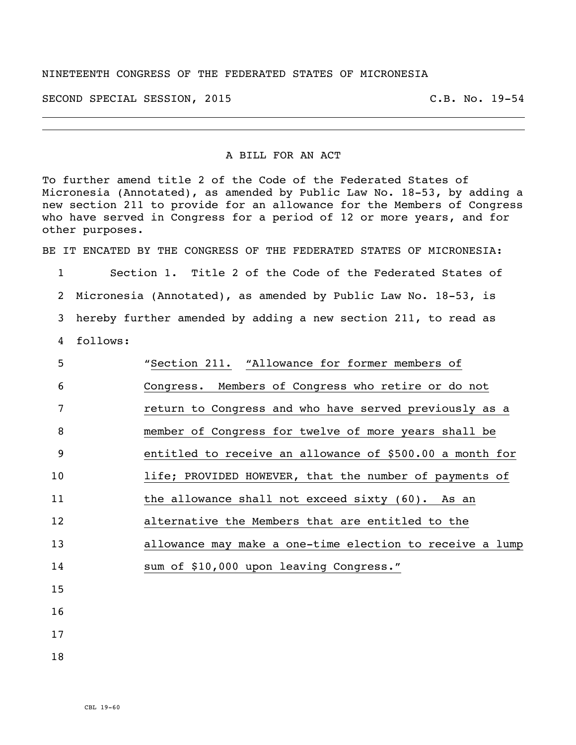NINETEENTH CONGRESS OF THE FEDERATED STATES OF MICRONESIA

SECOND SPECIAL SESSION, 2015 C.B. No. 19-54

---

A BILL FOR AN ACT

To further amend title 2 of the Code of the Federated States of Micronesia (Annotated), as amended by Public Law No. 18-53, by adding a new section 211 to provide for an allowance for the Members of Congress who have served in Congress for a period of 12 or more years, and for other purposes.

BE IT ENCATED BY THE CONGRESS OF THE FEDERATED STATES OF MICRONESIA:

1 Section 1. Title 2 of the Code of the Federated States of
2 Micronesia (Annotated), as amended by Public Law No. 18-53, is
3 hereby further amended by adding a new section 211, to read as
4 follows:

5 "<u>Section 211. "Allowance for former members of</u>
6 <u>Congress. Members of Congress who retire or do not</u>
7 <u>return to Congress and who have served previously as a</u>
8 <u>member of Congress for twelve of more years shall be</u>
9 <u>entitled to receive an allowance of $500.00 a month for</u>
10 <u>life; PROVIDED HOWEVER, that the number of payments of</u>
11 <u>the allowance shall not exceed sixty (60). As an</u>
12 <u>alternative the Members that are entitled to the</u>
13 <u>allowance may make a one-time election to receive a lump</u>
14 <u>sum of $10,000 upon leaving Congress."</u>

15

16

17

18

CBL 19-60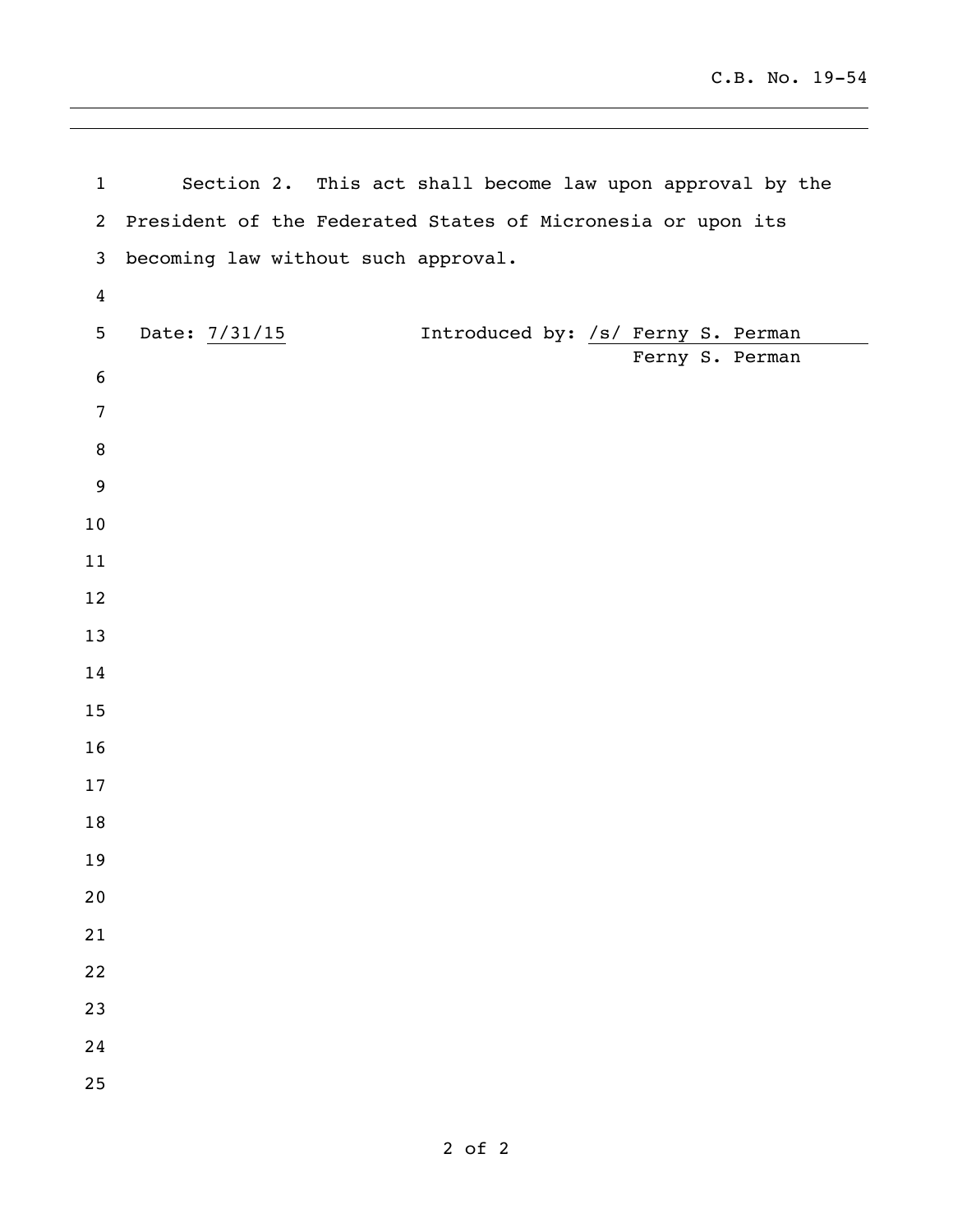Section 2. This act shall become law upon approval by the President of the Federated States of Micronesia or upon its becoming law without such approval.

Date: 7/31/15

Introduced by: /s/ Ferny S. Perman
Ferny S. Perman